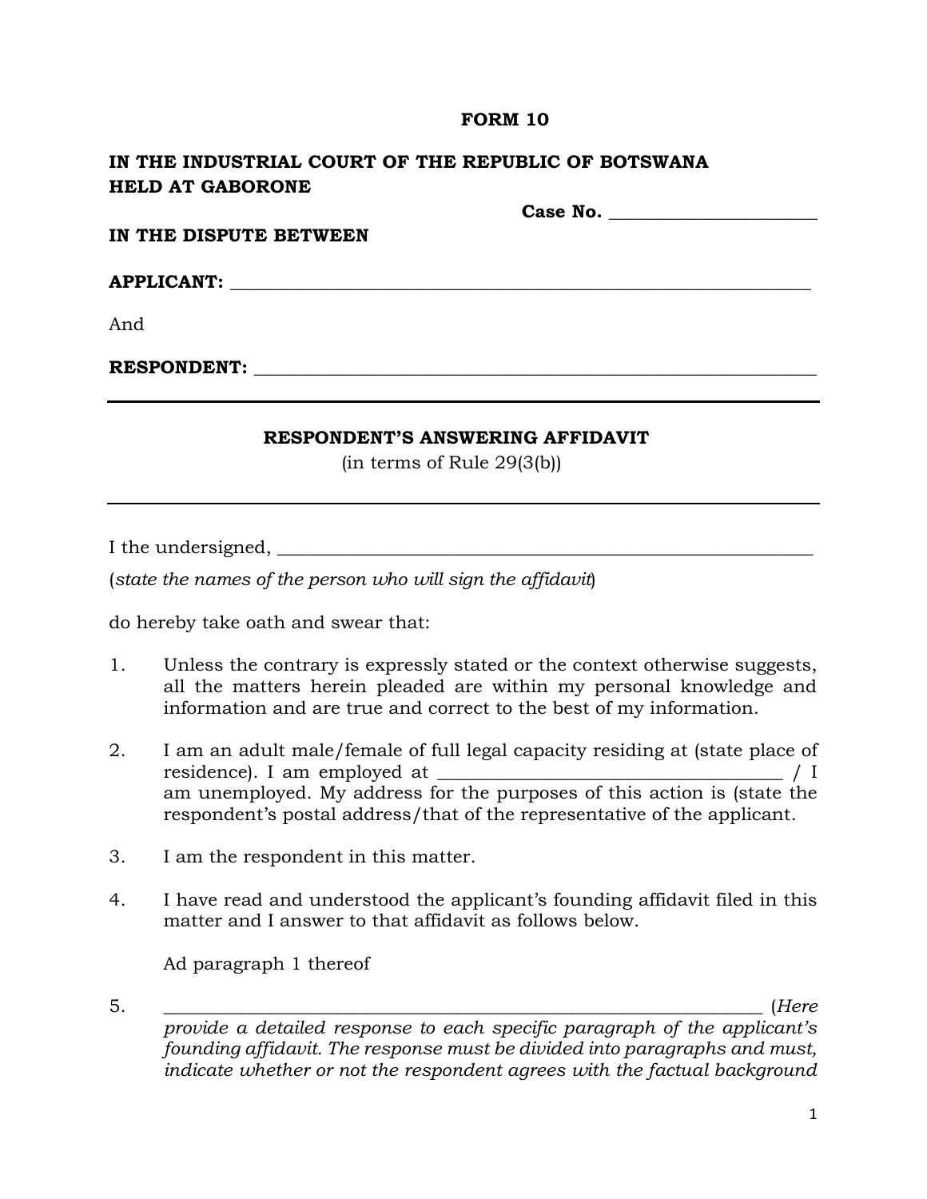**FORM 10**

**IN THE INDUSTRIAL COURT OF THE REPUBLIC OF BOTSWANA**
**HELD AT GABORONE**

**Case No.** ______________________

**IN THE DISPUTE BETWEEN**

**APPLICANT:** ____________________________________________________________

And

**RESPONDENT:** __________________________________________________________

---

**RESPONDENT'S ANSWERING AFFIDAVIT**
(in terms of Rule 29(3(b))

---

I the undersigned, ________________________________________________________
(*state the names of the person who will sign the affidavit*)

do hereby take oath and swear that:

1. Unless the contrary is expressly stated or the context otherwise suggests, all the matters herein pleaded are within my personal knowledge and information and are true and correct to the best of my information.

2. I am an adult male/female of full legal capacity residing at (state place of residence). I am employed at ___________________________________ / I am unemployed. My address for the purposes of this action is (state the respondent's postal address/that of the representative of the applicant.

3. I am the respondent in this matter.

4. I have read and understood the applicant's founding affidavit filed in this matter and I answer to that affidavit as follows below.

   Ad paragraph 1 thereof

5. ______________________________________________________________ (*Here provide a detailed response to each specific paragraph of the applicant's founding affidavit. The response must be divided into paragraphs and must, indicate whether or not the respondent agrees with the factual background*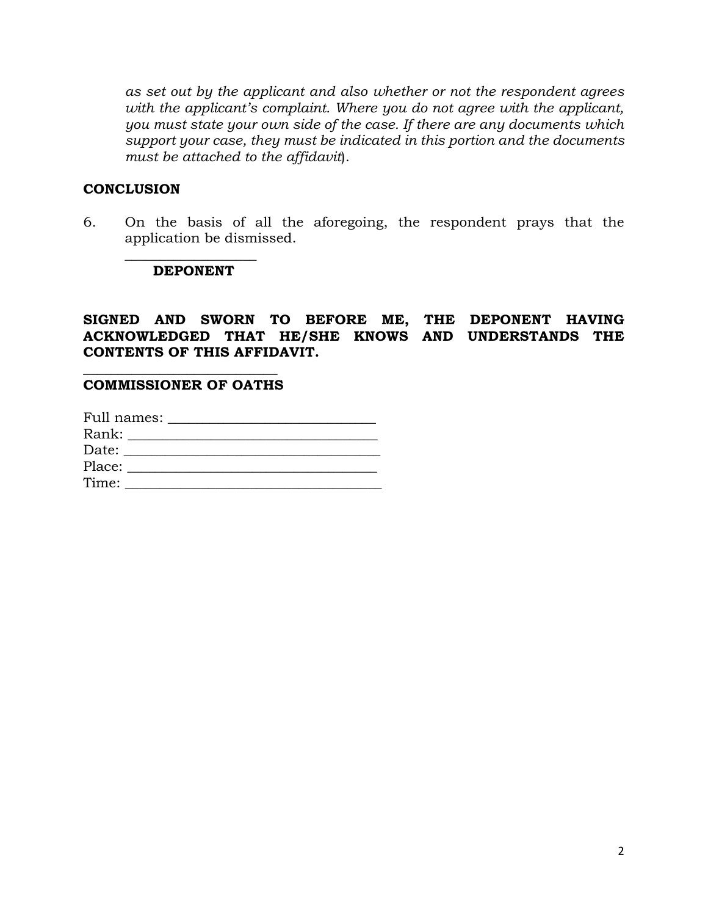*as set out by the applicant and also whether or not the respondent agrees with the applicant's complaint. Where you do not agree with the applicant, you must state your own side of the case. If there are any documents which support your case, they must be indicated in this portion and the documents must be attached to the affidavit*).

**CONCLUSION**

6. On the basis of all the aforegoing, the respondent prays that the application be dismissed.

____________________
**DEPONENT**

**SIGNED AND SWORN TO BEFORE ME, THE DEPONENT HAVING ACKNOWLEDGED THAT HE/SHE KNOWS AND UNDERSTANDS THE CONTENTS OF THIS AFFIDAVIT.**

____________________________
**COMMISSIONER OF OATHS**

Full names: ______________________________
Rank: ___________________________________
Date: ____________________________________
Place: ___________________________________
Time: ____________________________________